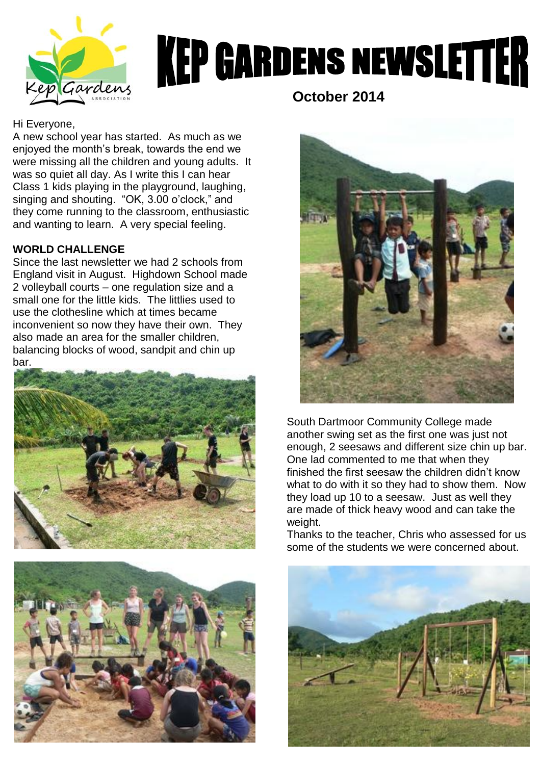# KEP GARDENS NEWSLETTER

**October 2014**

Hi Everyone,

A new school year has started. As much as we enjoyed the month's break, towards the end we were missing all the children and young adults. It was so quiet all day. As I write this I can hear Class 1 kids playing in the playground, laughing, singing and shouting. "OK, 3.00 o'clock," and they come running to the classroom, enthusiastic and wanting to learn. A very special feeling.

**WORLD CHALLENGE**

Since the last newsletter we had 2 schools from England visit in August. Highdown School made 2 volleyball courts – one regulation size and a small one for the little kids. The littlies used to use the clothesline which at times became inconvenient so now they have their own. They also made an area for the smaller children, balancing blocks of wood, sandpit and chin up bar.

South Dartmoor Community College made another swing set as the first one was just not enough, 2 seesaws and different size chin up bar. One lad commented to me that when they finished the first seesaw the children didn't know what to do with it so they had to show them. Now they load up 10 to a seesaw. Just as well they are made of thick heavy wood and can take the weight.

Thanks to the teacher, Chris who assessed for us some of the students we were concerned about.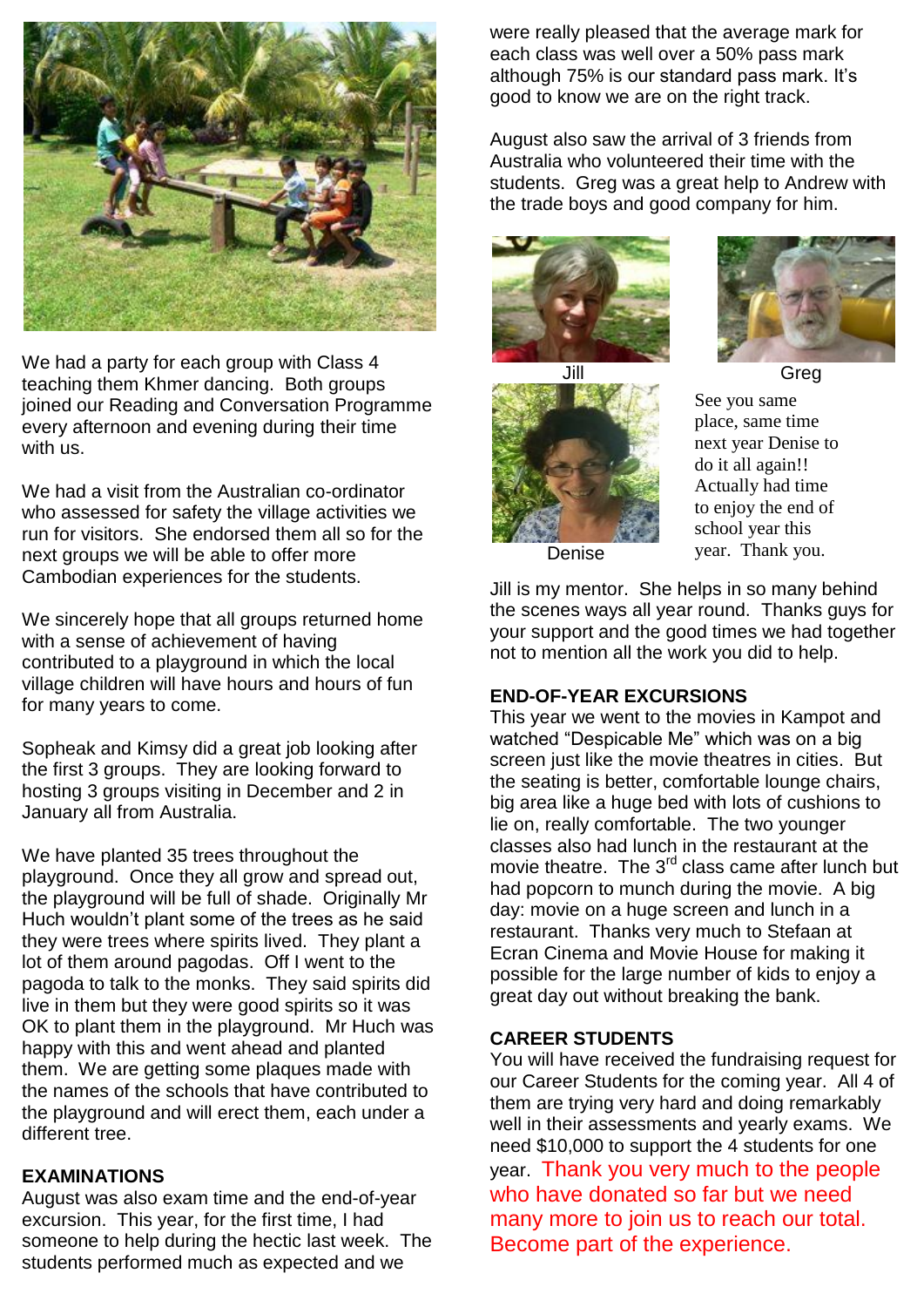We had a party for each group with Class 4 teaching them Khmer dancing. Both groups joined our Reading and Conversation Programme every afternoon and evening during their time with us.

We had a visit from the Australian co-ordinator who assessed for safety the village activities we run for visitors. She endorsed them all so for the next groups we will be able to offer more Cambodian experiences for the students.

We sincerely hope that all groups returned home with a sense of achievement of having contributed to a playground in which the local village children will have hours and hours of fun for many years to come.

Sopheak and Kimsy did a great job looking after the first 3 groups. They are looking forward to hosting 3 groups visiting in December and 2 in January all from Australia.

We have planted 35 trees throughout the playground. Once they all grow and spread out, the playground will be full of shade. Originally Mr Huch wouldn't plant some of the trees as he said they were trees where spirits lived. They plant a lot of them around pagodas. Off I went to the pagoda to talk to the monks. They said spirits did live in them but they were good spirits so it was OK to plant them in the playground. Mr Huch was happy with this and went ahead and planted them. We are getting some plaques made with the names of the schools that have contributed to the playground and will erect them, each under a different tree.

**EXAMINATIONS**

August was also exam time and the end-of-year excursion. This year, for the first time, I had someone to help during the hectic last week. The students performed much as expected and we were really pleased that the average mark for each class was well over a 50% pass mark although 75% is our standard pass mark. It's good to know we are on the right track.

August also saw the arrival of 3 friends from Australia who volunteered their time with the students. Greg was a great help to Andrew with the trade boys and good company for him.

Jill

Greg

Denise

See you same place, same time next year Denise to do it all again!! Actually had time to enjoy the end of school year this year. Thank you.

Jill is my mentor. She helps in so many behind the scenes ways all year round. Thanks guys for your support and the good times we had together not to mention all the work you did to help.

**END-OF-YEAR EXCURSIONS**

This year we went to the movies in Kampot and watched "Despicable Me" which was on a big screen just like the movie theatres in cities. But the seating is better, comfortable lounge chairs, big area like a huge bed with lots of cushions to lie on, really comfortable. The two younger classes also had lunch in the restaurant at the movie theatre. The 3rd class came after lunch but had popcorn to munch during the movie. A big day: movie on a huge screen and lunch in a restaurant. Thanks very much to Stefaan at Ecran Cinema and Movie House for making it possible for the large number of kids to enjoy a great day out without breaking the bank.

**CAREER STUDENTS**

You will have received the fundraising request for our Career Students for the coming year. All 4 of them are trying very hard and doing remarkably well in their assessments and yearly exams. We need $10,000 to support the 4 students for one year. Thank you very much to the people who have donated so far but we need many more to join us to reach our total. Become part of the experience.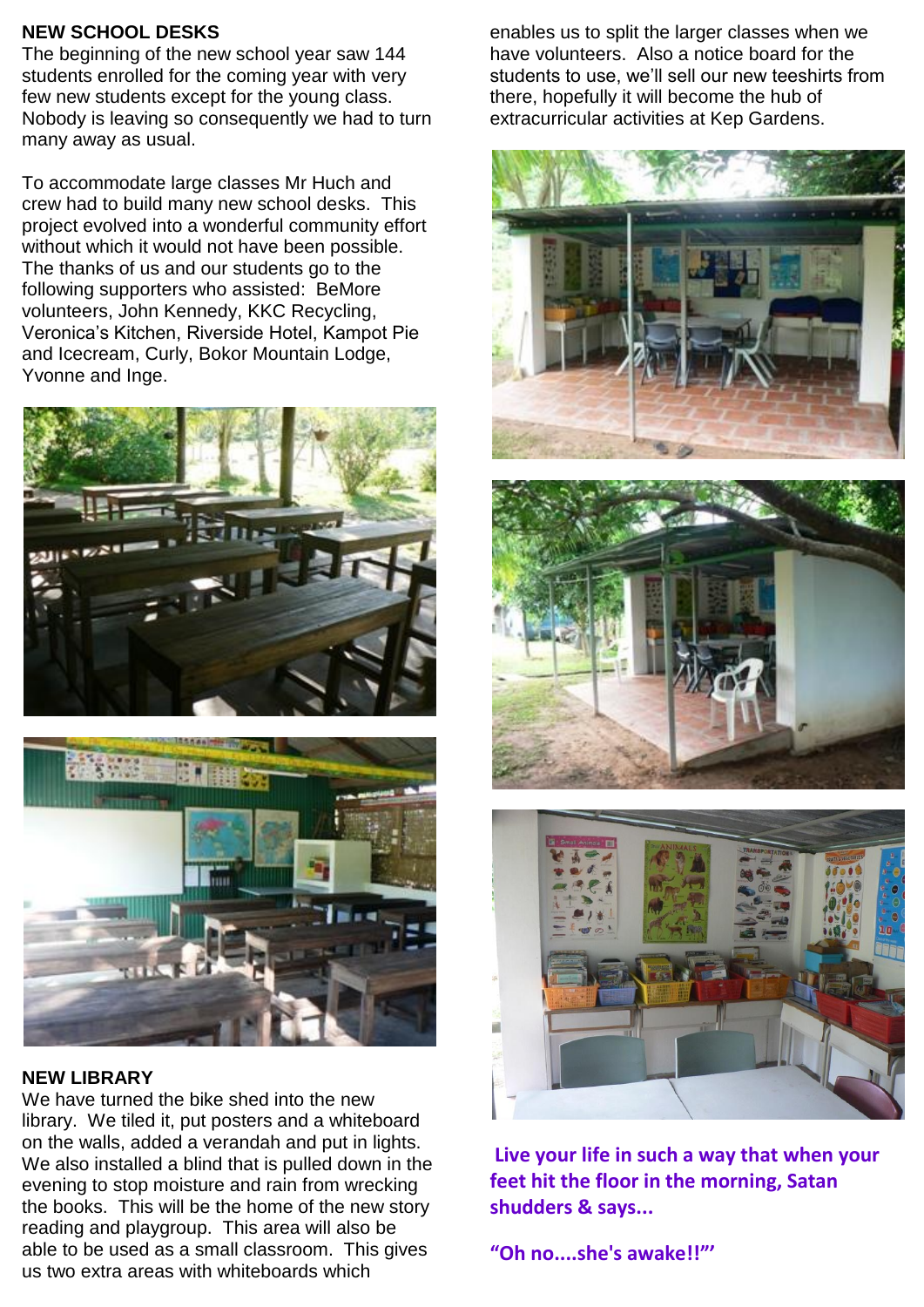## NEW SCHOOL DESKS

The beginning of the new school year saw 144 students enrolled for the coming year with very few new students except for the young class. Nobody is leaving so consequently we had to turn many away as usual.

To accommodate large classes Mr Huch and crew had to build many new school desks. This project evolved into a wonderful community effort without which it would not have been possible. The thanks of us and our students go to the following supporters who assisted: BeMore volunteers, John Kennedy, KKC Recycling, Veronica's Kitchen, Riverside Hotel, Kampot Pie and Icecream, Curly, Bokor Mountain Lodge, Yvonne and Inge.

## NEW LIBRARY

We have turned the bike shed into the new library. We tiled it, put posters and a whiteboard on the walls, added a verandah and put in lights. We also installed a blind that is pulled down in the evening to stop moisture and rain from wrecking the books. This will be the home of the new story reading and playgroup. This area will also be able to be used as a small classroom. This gives us two extra areas with whiteboards which enables us to split the larger classes when we have volunteers. Also a notice board for the students to use, we'll sell our new teeshirts from there, hopefully it will become the hub of extracurricular activities at Kep Gardens.

**Live your life in such a way that when your feet hit the floor in the morning, Satan shudders & says...**

**"Oh no....she's awake!!"'**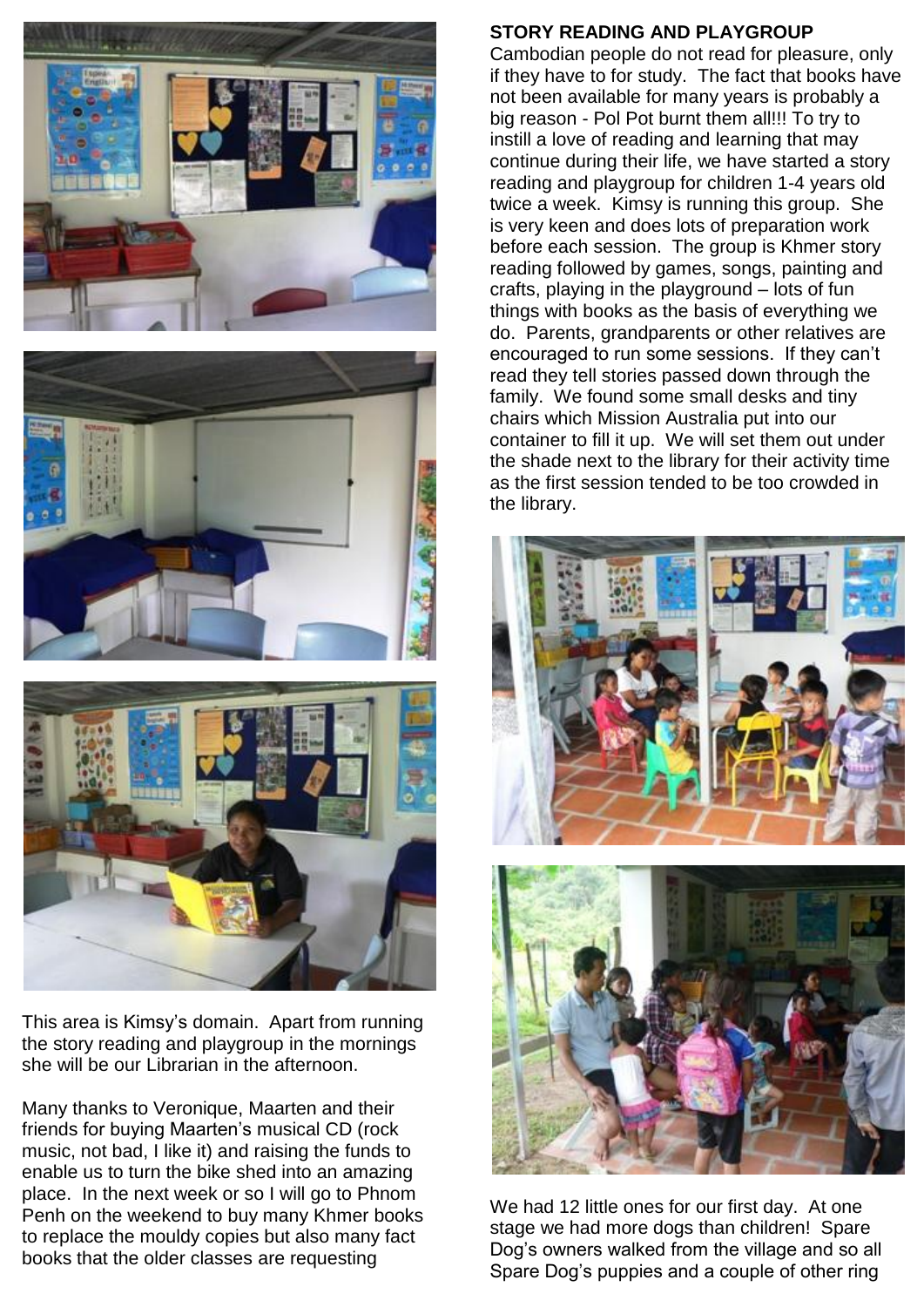This area is Kimsy's domain. Apart from running the story reading and playgroup in the mornings she will be our Librarian in the afternoon.

Many thanks to Veronique, Maarten and their friends for buying Maarten's musical CD (rock music, not bad, I like it) and raising the funds to enable us to turn the bike shed into an amazing place. In the next week or so I will go to Phnom Penh on the weekend to buy many Khmer books to replace the mouldy copies but also many fact books that the older classes are requesting

**STORY READING AND PLAYGROUP**

Cambodian people do not read for pleasure, only if they have to for study. The fact that books have not been available for many years is probably a big reason - Pol Pot burnt them all!!! To try to instill a love of reading and learning that may continue during their life, we have started a story reading and playgroup for children 1-4 years old twice a week. Kimsy is running this group. She is very keen and does lots of preparation work before each session. The group is Khmer story reading followed by games, songs, painting and crafts, playing in the playground – lots of fun things with books as the basis of everything we do. Parents, grandparents or other relatives are encouraged to run some sessions. If they can't read they tell stories passed down through the family. We found some small desks and tiny chairs which Mission Australia put into our container to fill it up. We will set them out under the shade next to the library for their activity time as the first session tended to be too crowded in the library.

We had 12 little ones for our first day. At one stage we had more dogs than children! Spare Dog's owners walked from the village and so all Spare Dog's puppies and a couple of other ring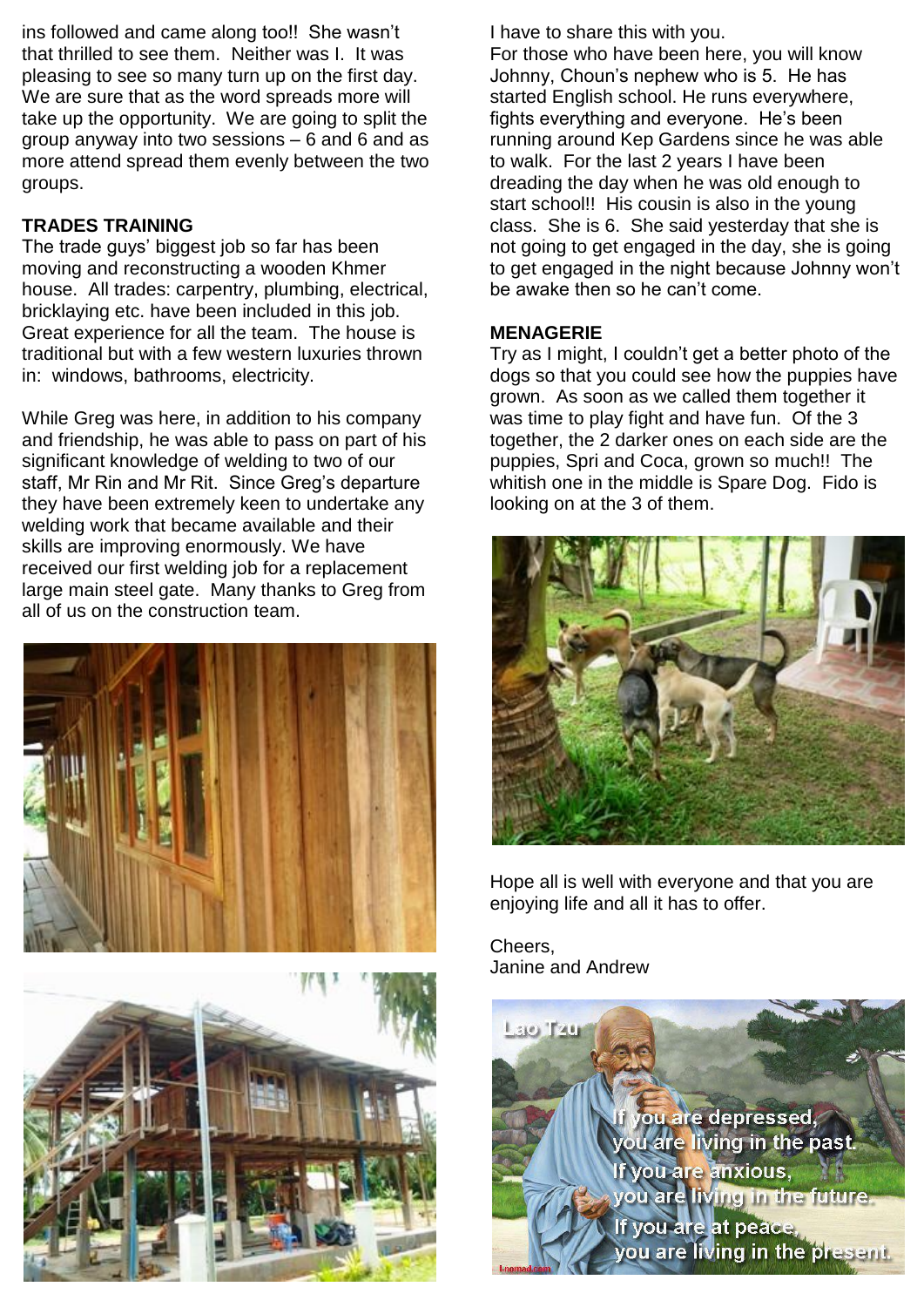ins followed and came along too!! She wasn't that thrilled to see them. Neither was I. It was pleasing to see so many turn up on the first day. We are sure that as the word spreads more will take up the opportunity. We are going to split the group anyway into two sessions – 6 and 6 and as more attend spread them evenly between the two groups.

**TRADES TRAINING**

The trade guys' biggest job so far has been moving and reconstructing a wooden Khmer house. All trades: carpentry, plumbing, electrical, bricklaying etc. have been included in this job. Great experience for all the team. The house is traditional but with a few western luxuries thrown in: windows, bathrooms, electricity.

While Greg was here, in addition to his company and friendship, he was able to pass on part of his significant knowledge of welding to two of our staff, Mr Rin and Mr Rit. Since Greg's departure they have been extremely keen to undertake any welding work that became available and their skills are improving enormously. We have received our first welding job for a replacement large main steel gate. Many thanks to Greg from all of us on the construction team.

I have to share this with you.

For those who have been here, you will know Johnny, Choun's nephew who is 5. He has started English school. He runs everywhere, fights everything and everyone. He's been running around Kep Gardens since he was able to walk. For the last 2 years I have been dreading the day when he was old enough to start school!! His cousin is also in the young class. She is 6. She said yesterday that she is not going to get engaged in the day, she is going to get engaged in the night because Johnny won't be awake then so he can't come.

**MENAGERIE**

Try as I might, I couldn't get a better photo of the dogs so that you could see how the puppies have grown. As soon as we called them together it was time to play fight and have fun. Of the 3 together, the 2 darker ones on each side are the puppies, Spri and Coca, grown so much!! The whitish one in the middle is Spare Dog. Fido is looking on at the 3 of them.

Hope all is well with everyone and that you are enjoying life and all it has to offer.

Cheers,
Janine and Andrew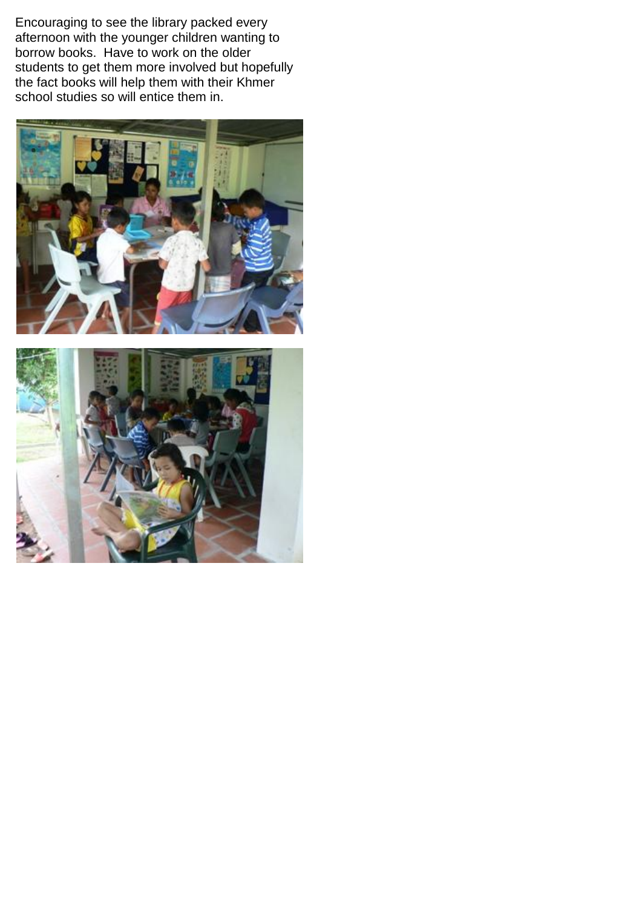Encouraging to see the library packed every afternoon with the younger children wanting to borrow books.  Have to work on the older students to get them more involved but hopefully the fact books will help them with their Khmer school studies so will entice them in.